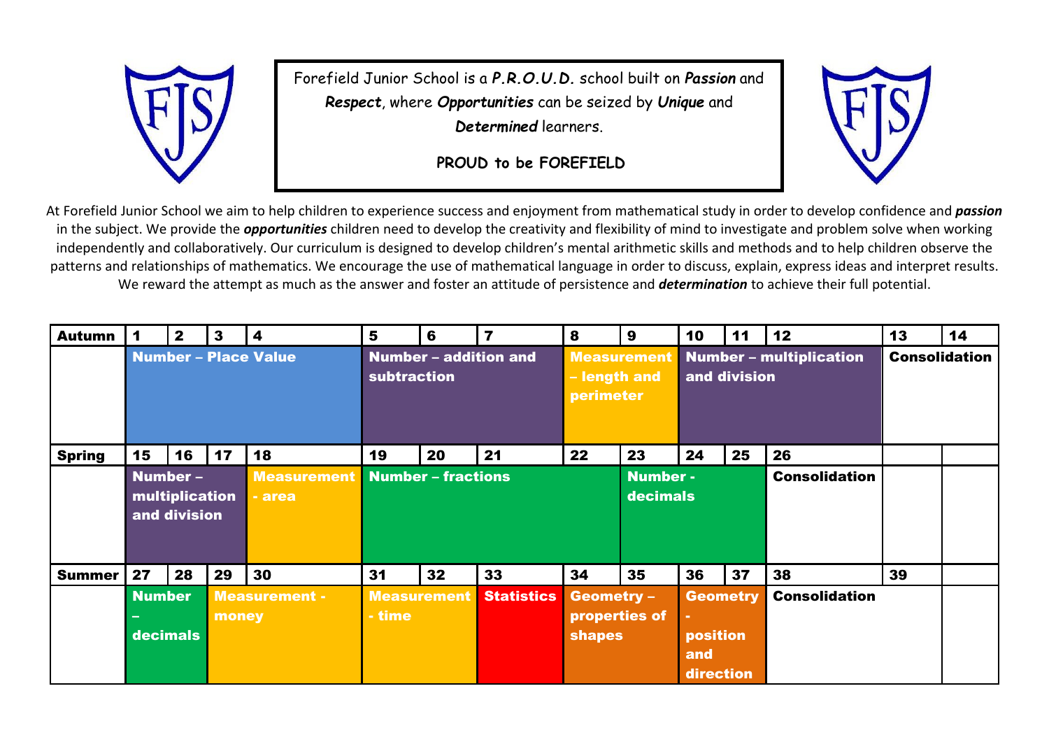Forefield Junior School is a ***P.R.O.U.D.*** school built on ***Passion*** and ***Respect***, where ***Opportunities*** can be seized by ***Unique*** and ***Determined*** learners.

**PROUD to be FOREFIELD**

At Forefield Junior School we aim to help children to experience success and enjoyment from mathematical study in order to develop confidence and ***passion*** in the subject. We provide the ***opportunities*** children need to develop the creativity and flexibility of mind to investigate and problem solve when working independently and collaboratively. Our curriculum is designed to develop children's mental arithmetic skills and methods and to help children observe the patterns and relationships of mathematics. We encourage the use of mathematical language in order to discuss, explain, express ideas and interpret results. We reward the attempt as much as the answer and foster an attitude of persistence and ***determination*** to achieve their full potential.

| **Autumn** | **1** | **2** | **3** | **4** | **5** | **6** | **7** | **8** | **9** | **10** | **11** | **12** | **13** | **14** |
|---|---|---|---|---|---|---|---|---|---|---|---|---|---|---|
| | **Number – Place Value** | | | | **Number – addition and subtraction** | | | **Measurement – length and perimeter** | | **Number – multiplication and division** | | | **Consolidation** | |
| **Spring** | **15** | **16** | **17** | **18** | **19** | **20** | **21** | **22** | **23** | **24** | **25** | **26** | | |
| | **Number – multiplication and division** | | | **Measurement - area** | **Number – fractions** | | | | **Number - decimals** | | | **Consolidation** | | |
| **Summer** | **27** | **28** | **29** | **30** | **31** | **32** | **33** | **34** | **35** | **36** | **37** | **38** | **39** | |
| | **Number – decimals** | | **Measurement - money** | | **Measurement - time** | | **Statistics** | **Geometry – properties of shapes** | | **Geometry - position and direction** | | **Consolidation** | | |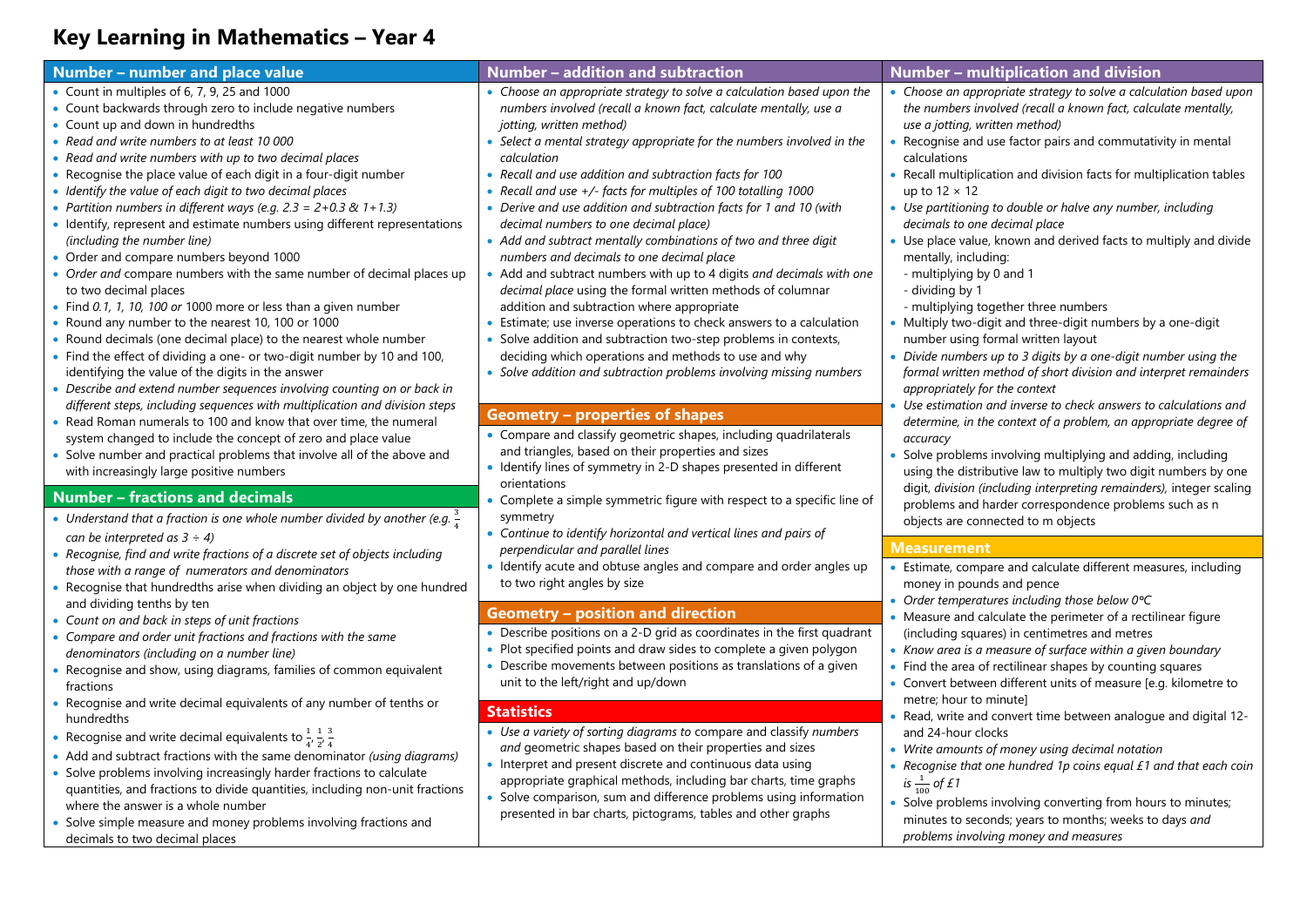# Key Learning in Mathematics – Year 4

## Number – number and place value

- Count in multiples of 6, 7, 9, 25 and 1000
- Count backwards through zero to include negative numbers
- Count up and down in hundredths
- *Read and write numbers to at least 10 000*
- *Read and write numbers with up to two decimal places*
- Recognise the place value of each digit in a four-digit number
- *Identify the value of each digit to two decimal places*
- *Partition numbers in different ways (e.g. 2.3 = 2+0.3 & 1+1.3)*
- Identify, represent and estimate numbers using different representations *(including the number line)*
- Order and compare numbers beyond 1000
- *Order and* compare numbers with the same number of decimal places up to two decimal places
- Find *0.1, 1, 10, 100 or* 1000 more or less than a given number
- Round any number to the nearest 10, 100 or 1000
- Round decimals (one decimal place) to the nearest whole number
- Find the effect of dividing a one- or two-digit number by 10 and 100, identifying the value of the digits in the answer
- *Describe and extend number sequences involving counting on or back in different steps, including sequences with multiplication and division steps*
- Read Roman numerals to 100 and know that over time, the numeral system changed to include the concept of zero and place value
- Solve number and practical problems that involve all of the above and with increasingly large positive numbers

## Number – fractions and decimals

- *Understand that a fraction is one whole number divided by another (e.g. $\frac{3}{4}$ can be interpreted as 3 ÷ 4)*
- *Recognise, find and write fractions of a discrete set of objects including those with a range of numerators and denominators*
- Recognise that hundredths arise when dividing an object by one hundred and dividing tenths by ten
- *Count on and back in steps of unit fractions*
- *Compare and order unit fractions and fractions with the same denominators (including on a number line)*
- Recognise and show, using diagrams, families of common equivalent fractions
- Recognise and write decimal equivalents of any number of tenths or hundredths
- Recognise and write decimal equivalents to $\frac{1}{4}$, $\frac{1}{2}$, $\frac{3}{4}$
- Add and subtract fractions with the same denominator *(using diagrams)*
- Solve problems involving increasingly harder fractions to calculate quantities, and fractions to divide quantities, including non-unit fractions where the answer is a whole number
- Solve simple measure and money problems involving fractions and decimals to two decimal places

## Number – addition and subtraction

- *Choose an appropriate strategy to solve a calculation based upon the numbers involved (recall a known fact, calculate mentally, use a jotting, written method)*
- *Select a mental strategy appropriate for the numbers involved in the calculation*
- *Recall and use addition and subtraction facts for 100*
- *Recall and use +/- facts for multiples of 100 totalling 1000*
- *Derive and use addition and subtraction facts for 1 and 10 (with decimal numbers to one decimal place)*
- *Add and subtract mentally combinations of two and three digit numbers and decimals to one decimal place*
- Add and subtract numbers with up to 4 digits *and decimals with one decimal place* using the formal written methods of columnar addition and subtraction where appropriate
- Estimate; use inverse operations to check answers to a calculation
- Solve addition and subtraction two-step problems in contexts, deciding which operations and methods to use and why
- *Solve addition and subtraction problems involving missing numbers*

## Geometry – properties of shapes

- Compare and classify geometric shapes, including quadrilaterals and triangles, based on their properties and sizes
- Identify lines of symmetry in 2-D shapes presented in different orientations
- Complete a simple symmetric figure with respect to a specific line of symmetry
- *Continue to identify horizontal and vertical lines and pairs of perpendicular and parallel lines*
- Identify acute and obtuse angles and compare and order angles up to two right angles by size

## Geometry – position and direction

- Describe positions on a 2-D grid as coordinates in the first quadrant
- Plot specified points and draw sides to complete a given polygon
- Describe movements between positions as translations of a given unit to the left/right and up/down

## Statistics

- *Use a variety of sorting diagrams to* compare and classify *numbers and* geometric shapes based on their properties and sizes
- Interpret and present discrete and continuous data using appropriate graphical methods, including bar charts, time graphs
- Solve comparison, sum and difference problems using information presented in bar charts, pictograms, tables and other graphs

## Number – multiplication and division

- *Choose an appropriate strategy to solve a calculation based upon the numbers involved (recall a known fact, calculate mentally, use a jotting, written method)*
- Recognise and use factor pairs and commutativity in mental calculations
- Recall multiplication and division facts for multiplication tables up to 12 × 12
- *Use partitioning to double or halve any number, including decimals to one decimal place*
- Use place value, known and derived facts to multiply and divide mentally, including:
  - multiplying by 0 and 1
  - dividing by 1
  - multiplying together three numbers
- Multiply two-digit and three-digit numbers by a one-digit number using formal written layout
- *Divide numbers up to 3 digits by a one-digit number using the formal written method of short division and interpret remainders appropriately for the context*
- *Use estimation and inverse to check answers to calculations and determine, in the context of a problem, an appropriate degree of accuracy*
- Solve problems involving multiplying and adding, including using the distributive law to multiply two digit numbers by one digit, *division (including interpreting remainders)*, integer scaling problems and harder correspondence problems such as n objects are connected to m objects

## Measurement

- Estimate, compare and calculate different measures, including money in pounds and pence
- *Order temperatures including those below 0°C*
- Measure and calculate the perimeter of a rectilinear figure (including squares) in centimetres and metres
- *Know area is a measure of surface within a given boundary*
- Find the area of rectilinear shapes by counting squares
- Convert between different units of measure [e.g. kilometre to metre; hour to minute]
- Read, write and convert time between analogue and digital 12- and 24-hour clocks
- *Write amounts of money using decimal notation*
- *Recognise that one hundred 1p coins equal £1 and that each coin is $\frac{1}{100}$ of £1*
- Solve problems involving converting from hours to minutes; minutes to seconds; years to months; weeks to days *and problems involving money and measures*